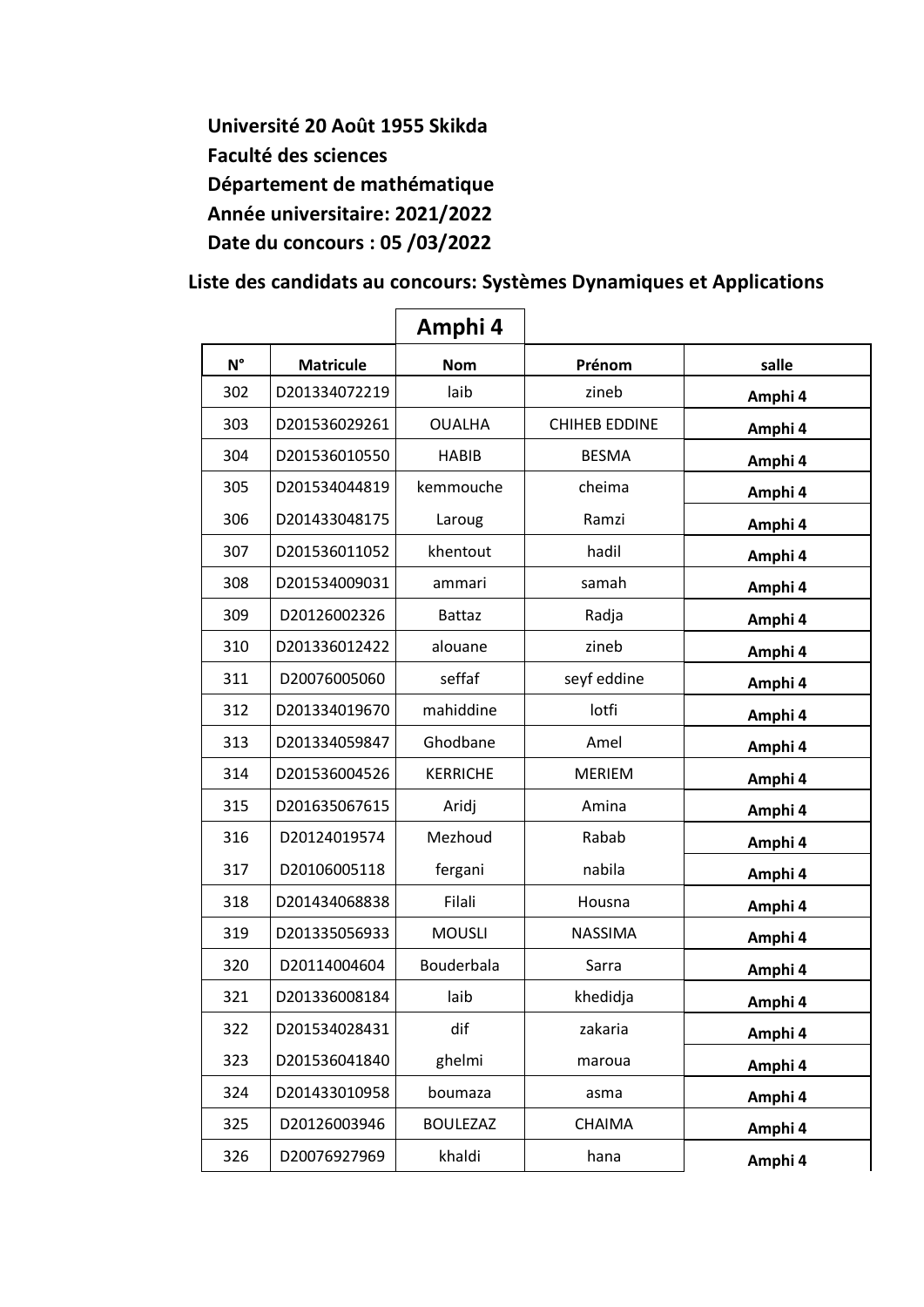**Université 20 Août 1955 Skikda**
**Faculté des sciences**
**Département de mathématique**
**Année universitaire: 2021/2022**
**Date du concours : 05 /03/2022**

## Liste des candidats au concours: Systèmes Dynamiques et Applications

### Amphi 4

| N° | Matricule | Nom | Prénom | salle |
|---|---|---|---|---|
| 302 | D201334072219 | laib | zineb | **Amphi 4** |
| 303 | D201536029261 | OUALHA | CHIHEB EDDINE | **Amphi 4** |
| 304 | D201536010550 | HABIB | BESMA | **Amphi 4** |
| 305 | D201534044819 | kemmouche | cheima | **Amphi 4** |
| 306 | D201433048175 | Laroug | Ramzi | **Amphi 4** |
| 307 | D201536011052 | khentout | hadil | **Amphi 4** |
| 308 | D201534009031 | ammari | samah | **Amphi 4** |
| 309 | D20126002326 | Battaz | Radja | **Amphi 4** |
| 310 | D201336012422 | alouane | zineb | **Amphi 4** |
| 311 | D20076005060 | seffaf | seyf eddine | **Amphi 4** |
| 312 | D201334019670 | mahiddine | lotfi | **Amphi 4** |
| 313 | D201334059847 | Ghodbane | Amel | **Amphi 4** |
| 314 | D201536004526 | KERRICHE | MERIEM | **Amphi 4** |
| 315 | D201635067615 | Aridj | Amina | **Amphi 4** |
| 316 | D20124019574 | Mezhoud | Rabab | **Amphi 4** |
| 317 | D20106005118 | fergani | nabila | **Amphi 4** |
| 318 | D201434068838 | Filali | Housna | **Amphi 4** |
| 319 | D201335056933 | MOUSLI | NASSIMA | **Amphi 4** |
| 320 | D20114004604 | Bouderbala | Sarra | **Amphi 4** |
| 321 | D201336008184 | laib | khedidja | **Amphi 4** |
| 322 | D201534028431 | dif | zakaria | **Amphi 4** |
| 323 | D201536041840 | ghelmi | maroua | **Amphi 4** |
| 324 | D201433010958 | boumaza | asma | **Amphi 4** |
| 325 | D20126003946 | BOULEZAZ | CHAIMA | **Amphi 4** |
| 326 | D20076927969 | khaldi | hana | **Amphi 4** |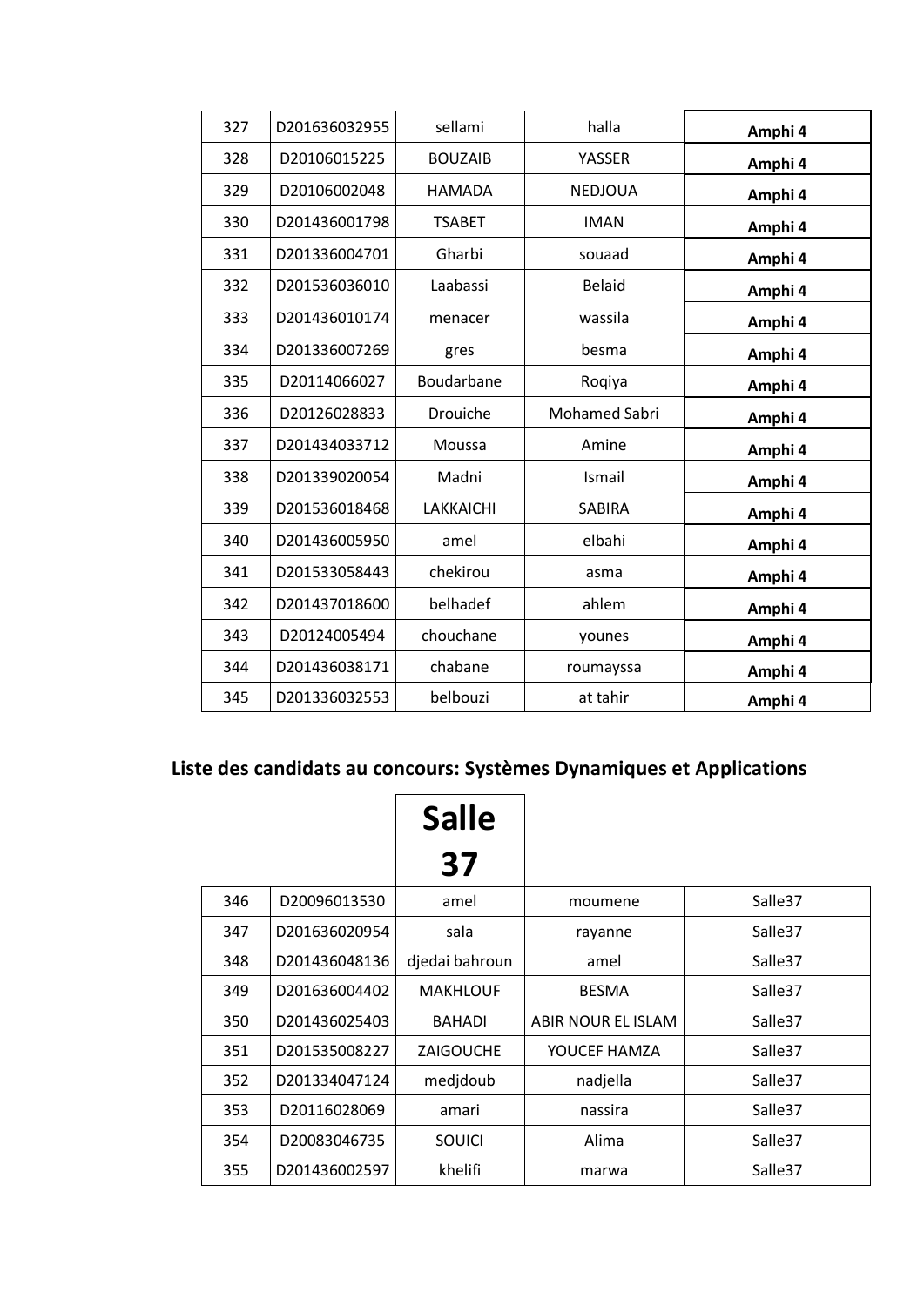| | | | | |
|---|---|---|---|---|
| 327 | D201636032955 | sellami | halla | **Amphi 4** |
| 328 | D20106015225 | BOUZAIB | YASSER | **Amphi 4** |
| 329 | D20106002048 | HAMADA | NEDJOUA | **Amphi 4** |
| 330 | D201436001798 | TSABET | IMAN | **Amphi 4** |
| 331 | D201336004701 | Gharbi | souaad | **Amphi 4** |
| 332 | D201536036010 | Laabassi | Belaid | **Amphi 4** |
| 333 | D201436010174 | menacer | wassila | **Amphi 4** |
| 334 | D201336007269 | gres | besma | **Amphi 4** |
| 335 | D20114066027 | Boudarbane | Roqiya | **Amphi 4** |
| 336 | D20126028833 | Drouiche | Mohamed Sabri | **Amphi 4** |
| 337 | D201434033712 | Moussa | Amine | **Amphi 4** |
| 338 | D201339020054 | Madni | Ismail | **Amphi 4** |
| 339 | D201536018468 | LAKKAICHI | SABIRA | **Amphi 4** |
| 340 | D201436005950 | amel | elbahi | **Amphi 4** |
| 341 | D201533058443 | chekirou | asma | **Amphi 4** |
| 342 | D201437018600 | belhadef | ahlem | **Amphi 4** |
| 343 | D20124005494 | chouchane | younes | **Amphi 4** |
| 344 | D201436038171 | chabane | roumayssa | **Amphi 4** |
| 345 | D201336032553 | belbouzi | at tahir | **Amphi 4** |

## Liste des candidats au concours: Systèmes Dynamiques et Applications

| | | **Salle 37** | | |
|---|---|---|---|---|
| 346 | D20096013530 | amel | moumene | Salle37 |
| 347 | D201636020954 | sala | rayanne | Salle37 |
| 348 | D201436048136 | djedai bahroun | amel | Salle37 |
| 349 | D201636004402 | MAKHLOUF | BESMA | Salle37 |
| 350 | D201436025403 | BAHADI | ABIR NOUR EL ISLAM | Salle37 |
| 351 | D201535008227 | ZAIGOUCHE | YOUCEF HAMZA | Salle37 |
| 352 | D201334047124 | medjdoub | nadjella | Salle37 |
| 353 | D20116028069 | amari | nassira | Salle37 |
| 354 | D20083046735 | SOUICI | Alima | Salle37 |
| 355 | D201436002597 | khelifi | marwa | Salle37 |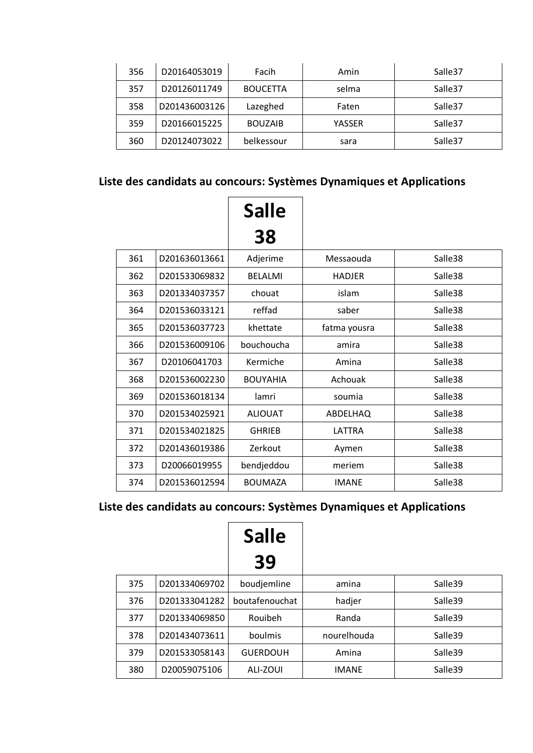| | | | | |
|---|---|---|---|---|
| 356 | D20164053019 | Facih | Amin | Salle37 |
| 357 | D20126011749 | BOUCETTA | selma | Salle37 |
| 358 | D201436003126 | Lazeghed | Faten | Salle37 |
| 359 | D20166015225 | BOUZAIB | YASSER | Salle37 |
| 360 | D20124073022 | belkessour | sara | Salle37 |

### Liste des candidats au concours: Systèmes Dynamiques et Applications

| | | **Salle 38** | | |
|---|---|---|---|---|
| 361 | D201636013661 | Adjerime | Messaouda | Salle38 |
| 362 | D201533069832 | BELALMI | HADJER | Salle38 |
| 363 | D201334037357 | chouat | islam | Salle38 |
| 364 | D201536033121 | reffad | saber | Salle38 |
| 365 | D201536037723 | khettate | fatma yousra | Salle38 |
| 366 | D201536009106 | bouchoucha | amira | Salle38 |
| 367 | D20106041703 | Kermiche | Amina | Salle38 |
| 368 | D201536002230 | BOUYAHIA | Achouak | Salle38 |
| 369 | D201536018134 | lamri | soumia | Salle38 |
| 370 | D201534025921 | ALIOUAT | ABDELHAQ | Salle38 |
| 371 | D201534021825 | GHRIEB | LATTRA | Salle38 |
| 372 | D201436019386 | Zerkout | Aymen | Salle38 |
| 373 | D20066019955 | bendjeddou | meriem | Salle38 |
| 374 | D201536012594 | BOUMAZA | IMANE | Salle38 |

### Liste des candidats au concours: Systèmes Dynamiques et Applications

| | | **Salle 39** | | |
|---|---|---|---|---|
| 375 | D201334069702 | boudjemline | amina | Salle39 |
| 376 | D201333041282 | boutafenouchat | hadjer | Salle39 |
| 377 | D201334069850 | Rouibeh | Randa | Salle39 |
| 378 | D201434073611 | boulmis | nourelhouda | Salle39 |
| 379 | D201533058143 | GUERDOUH | Amina | Salle39 |
| 380 | D20059075106 | ALI-ZOUI | IMANE | Salle39 |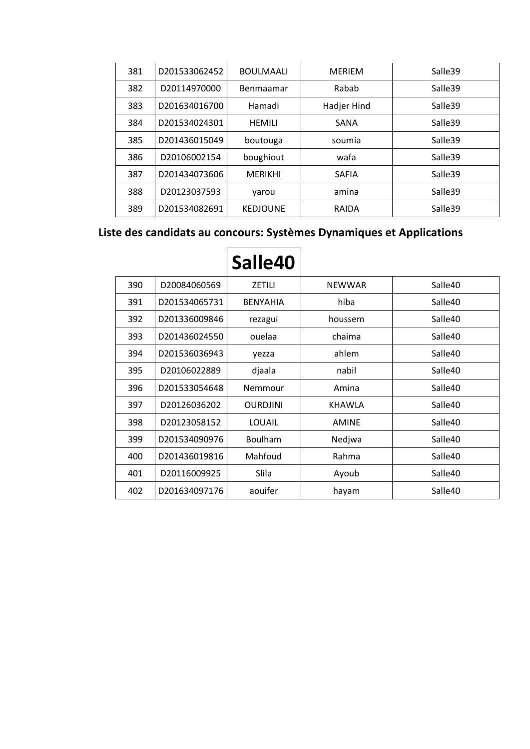| | | | | |
|---|---|---|---|---|
| 381 | D201533062452 | BOULMAALI | MERIEM | Salle39 |
| 382 | D20114970000 | Benmaamar | Rabab | Salle39 |
| 383 | D201634016700 | Hamadi | Hadjer Hind | Salle39 |
| 384 | D201534024301 | HEMILI | SANA | Salle39 |
| 385 | D201436015049 | boutouga | soumia | Salle39 |
| 386 | D20106002154 | boughiout | wafa | Salle39 |
| 387 | D201434073606 | MERIKHI | SAFIA | Salle39 |
| 388 | D20123037593 | yarou | amina | Salle39 |
| 389 | D201534082691 | KEDJOUNE | RAIDA | Salle39 |

## Liste des candidats au concours: Systèmes Dynamiques et Applications

# Salle40

| | | | | |
|---|---|---|---|---|
| 390 | D20084060569 | ZETILI | NEWWAR | Salle40 |
| 391 | D201534065731 | BENYAHIA | hiba | Salle40 |
| 392 | D201336009846 | rezagui | houssem | Salle40 |
| 393 | D201436024550 | ouelaa | chaima | Salle40 |
| 394 | D201536036943 | yezza | ahlem | Salle40 |
| 395 | D20106022889 | djaala | nabil | Salle40 |
| 396 | D201533054648 | Nemmour | Amina | Salle40 |
| 397 | D20126036202 | OURDJINI | KHAWLA | Salle40 |
| 398 | D20123058152 | LOUAIL | AMINE | Salle40 |
| 399 | D201534090976 | Boulham | Nedjwa | Salle40 |
| 400 | D201436019816 | Mahfoud | Rahma | Salle40 |
| 401 | D20116009925 | Slila | Ayoub | Salle40 |
| 402 | D201634097176 | aouifer | hayam | Salle40 |